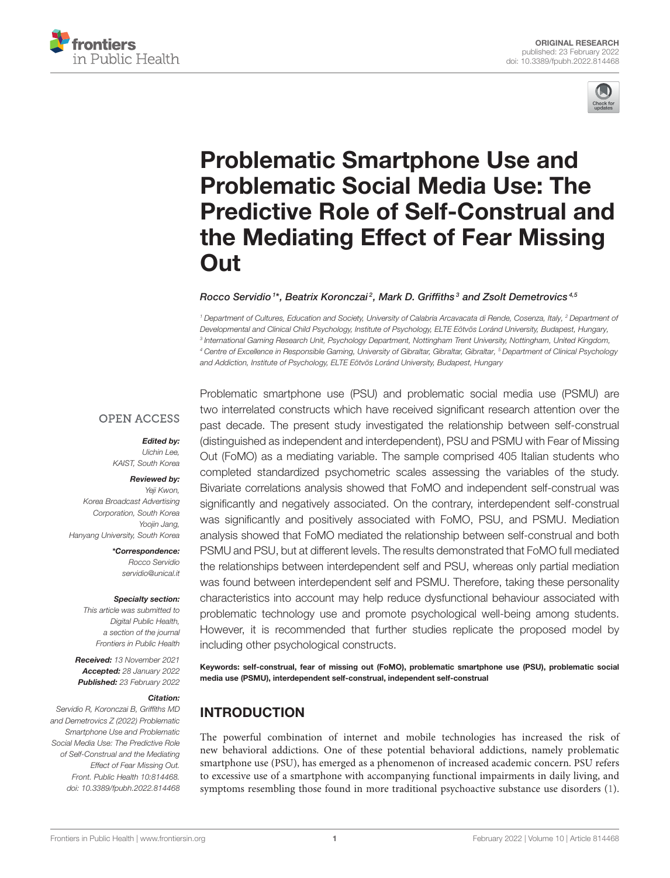ORIGINAL RESEARCH
published: 23 February 2022
doi: 10.3389/fpubh.2022.814468

# Problematic Smartphone Use and Problematic Social Media Use: The Predictive Role of Self-Construal and the Mediating Effect of Fear Missing Out

*Rocco Servidio[1]\*, Beatrix Koronczai[2], Mark D. Griffiths[3] and Zsolt Demetrovics[4,5]*

[1] Department of Cultures, Education and Society, University of Calabria Arcavacata di Rende, Cosenza, Italy, [2] Department of Developmental and Clinical Child Psychology, Institute of Psychology, ELTE Eötvös Loránd University, Budapest, Hungary, [3] International Gaming Research Unit, Psychology Department, Nottingham Trent University, Nottingham, United Kingdom, [4] Centre of Excellence in Responsible Gaming, University of Gibraltar, Gibraltar, Gibraltar, [5] Department of Clinical Psychology and Addiction, Institute of Psychology, ELTE Eötvös Loránd University, Budapest, Hungary

OPEN ACCESS

***Edited by:***
Uichin Lee,
KAIST, South Korea

***Reviewed by:***
Yeji Kwon,
Korea Broadcast Advertising Corporation, South Korea
Yoojin Jang,
Hanyang University, South Korea

***\*Correspondence:***
Rocco Servidio
servidio@unical.it

***Specialty section:***
This article was submitted to Digital Public Health, a section of the journal Frontiers in Public Health

***Received:*** 13 November 2021
***Accepted:*** 28 January 2022
***Published:*** 23 February 2022

***Citation:***
Servidio R, Koronczai B, Griffiths MD and Demetrovics Z (2022) Problematic Smartphone Use and Problematic Social Media Use: The Predictive Role of Self-Construal and the Mediating Effect of Fear Missing Out. Front. Public Health 10:814468. doi: 10.3389/fpubh.2022.814468

Problematic smartphone use (PSU) and problematic social media use (PSMU) are two interrelated constructs which have received significant research attention over the past decade. The present study investigated the relationship between self-construal (distinguished as independent and interdependent), PSU and PSMU with Fear of Missing Out (FoMO) as a mediating variable. The sample comprised 405 Italian students who completed standardized psychometric scales assessing the variables of the study. Bivariate correlations analysis showed that FoMO and independent self-construal was significantly and negatively associated. On the contrary, interdependent self-construal was significantly and positively associated with FoMO, PSU, and PSMU. Mediation analysis showed that FoMO mediated the relationship between self-construal and both PSMU and PSU, but at different levels. The results demonstrated that FoMO full mediated the relationships between interdependent self and PSU, whereas only partial mediation was found between interdependent self and PSMU. Therefore, taking these personality characteristics into account may help reduce dysfunctional behaviour associated with problematic technology use and promote psychological well-being among students. However, it is recommended that further studies replicate the proposed model by including other psychological constructs.

**Keywords: self-construal, fear of missing out (FoMO), problematic smartphone use (PSU), problematic social media use (PSMU), interdependent self-construal, independent self-construal**

## INTRODUCTION

The powerful combination of internet and mobile technologies has increased the risk of new behavioral addictions. One of these potential behavioral addictions, namely problematic smartphone use (PSU), has emerged as a phenomenon of increased academic concern. PSU refers to excessive use of a smartphone with accompanying functional impairments in daily living, and symptoms resembling those found in more traditional psychoactive substance use disorders (1).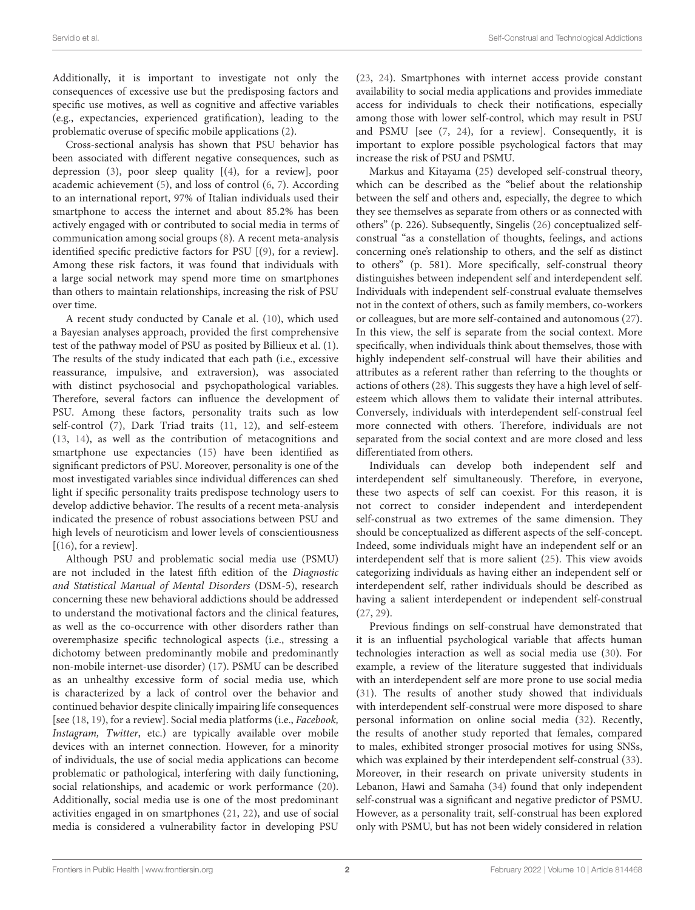Additionally, it is important to investigate not only the consequences of excessive use but the predisposing factors and specific use motives, as well as cognitive and affective variables (e.g., expectancies, experienced gratification), leading to the problematic overuse of specific mobile applications (2).

Cross-sectional analysis has shown that PSU behavior has been associated with different negative consequences, such as depression (3), poor sleep quality [(4), for a review], poor academic achievement (5), and loss of control (6, 7). According to an international report, 97% of Italian individuals used their smartphone to access the internet and about 85.2% has been actively engaged with or contributed to social media in terms of communication among social groups (8). A recent meta-analysis identified specific predictive factors for PSU [(9), for a review]. Among these risk factors, it was found that individuals with a large social network may spend more time on smartphones than others to maintain relationships, increasing the risk of PSU over time.

A recent study conducted by Canale et al. (10), which used a Bayesian analyses approach, provided the first comprehensive test of the pathway model of PSU as posited by Billieux et al. (1). The results of the study indicated that each path (i.e., excessive reassurance, impulsive, and extraversion), was associated with distinct psychosocial and psychopathological variables. Therefore, several factors can influence the development of PSU. Among these factors, personality traits such as low self-control (7), Dark Triad traits (11, 12), and self-esteem (13, 14), as well as the contribution of metacognitions and smartphone use expectancies (15) have been identified as significant predictors of PSU. Moreover, personality is one of the most investigated variables since individual differences can shed light if specific personality traits predispose technology users to develop addictive behavior. The results of a recent meta-analysis indicated the presence of robust associations between PSU and high levels of neuroticism and lower levels of conscientiousness [(16), for a review].

Although PSU and problematic social media use (PSMU) are not included in the latest fifth edition of the *Diagnostic and Statistical Manual of Mental Disorders* (DSM-5), research concerning these new behavioral addictions should be addressed to understand the motivational factors and the clinical features, as well as the co-occurrence with other disorders rather than overemphasize specific technological aspects (i.e., stressing a dichotomy between predominantly mobile and predominantly non-mobile internet-use disorder) (17). PSMU can be described as an unhealthy excessive form of social media use, which is characterized by a lack of control over the behavior and continued behavior despite clinically impairing life consequences [see (18, 19), for a review]. Social media platforms (i.e., *Facebook, Instagram, Twitter*, etc.) are typically available over mobile devices with an internet connection. However, for a minority of individuals, the use of social media applications can become problematic or pathological, interfering with daily functioning, social relationships, and academic or work performance (20). Additionally, social media use is one of the most predominant activities engaged in on smartphones (21, 22), and use of social media is considered a vulnerability factor in developing PSU (23, 24). Smartphones with internet access provide constant availability to social media applications and provides immediate access for individuals to check their notifications, especially among those with lower self-control, which may result in PSU and PSMU [see (7, 24), for a review]. Consequently, it is important to explore possible psychological factors that may increase the risk of PSU and PSMU.

Markus and Kitayama (25) developed self-construal theory, which can be described as the "belief about the relationship between the self and others and, especially, the degree to which they see themselves as separate from others or as connected with others" (p. 226). Subsequently, Singelis (26) conceptualized self-construal "as a constellation of thoughts, feelings, and actions concerning one's relationship to others, and the self as distinct to others" (p. 581). More specifically, self-construal theory distinguishes between independent self and interdependent self. Individuals with independent self-construal evaluate themselves not in the context of others, such as family members, co-workers or colleagues, but are more self-contained and autonomous (27). In this view, the self is separate from the social context. More specifically, when individuals think about themselves, those with highly independent self-construal will have their abilities and attributes as a referent rather than referring to the thoughts or actions of others (28). This suggests they have a high level of self-esteem which allows them to validate their internal attributes. Conversely, individuals with interdependent self-construal feel more connected with others. Therefore, individuals are not separated from the social context and are more closed and less differentiated from others.

Individuals can develop both independent self and interdependent self simultaneously. Therefore, in everyone, these two aspects of self can coexist. For this reason, it is not correct to consider independent and interdependent self-construal as two extremes of the same dimension. They should be conceptualized as different aspects of the self-concept. Indeed, some individuals might have an independent self or an interdependent self that is more salient (25). This view avoids categorizing individuals as having either an independent self or interdependent self, rather individuals should be described as having a salient interdependent or independent self-construal (27, 29).

Previous findings on self-construal have demonstrated that it is an influential psychological variable that affects human technologies interaction as well as social media use (30). For example, a review of the literature suggested that individuals with an interdependent self are more prone to use social media (31). The results of another study showed that individuals with interdependent self-construal were more disposed to share personal information on online social media (32). Recently, the results of another study reported that females, compared to males, exhibited stronger prosocial motives for using SNSs, which was explained by their interdependent self-construal (33). Moreover, in their research on private university students in Lebanon, Hawi and Samaha (34) found that only independent self-construal was a significant and negative predictor of PSMU. However, as a personality trait, self-construal has been explored only with PSMU, but has not been widely considered in relation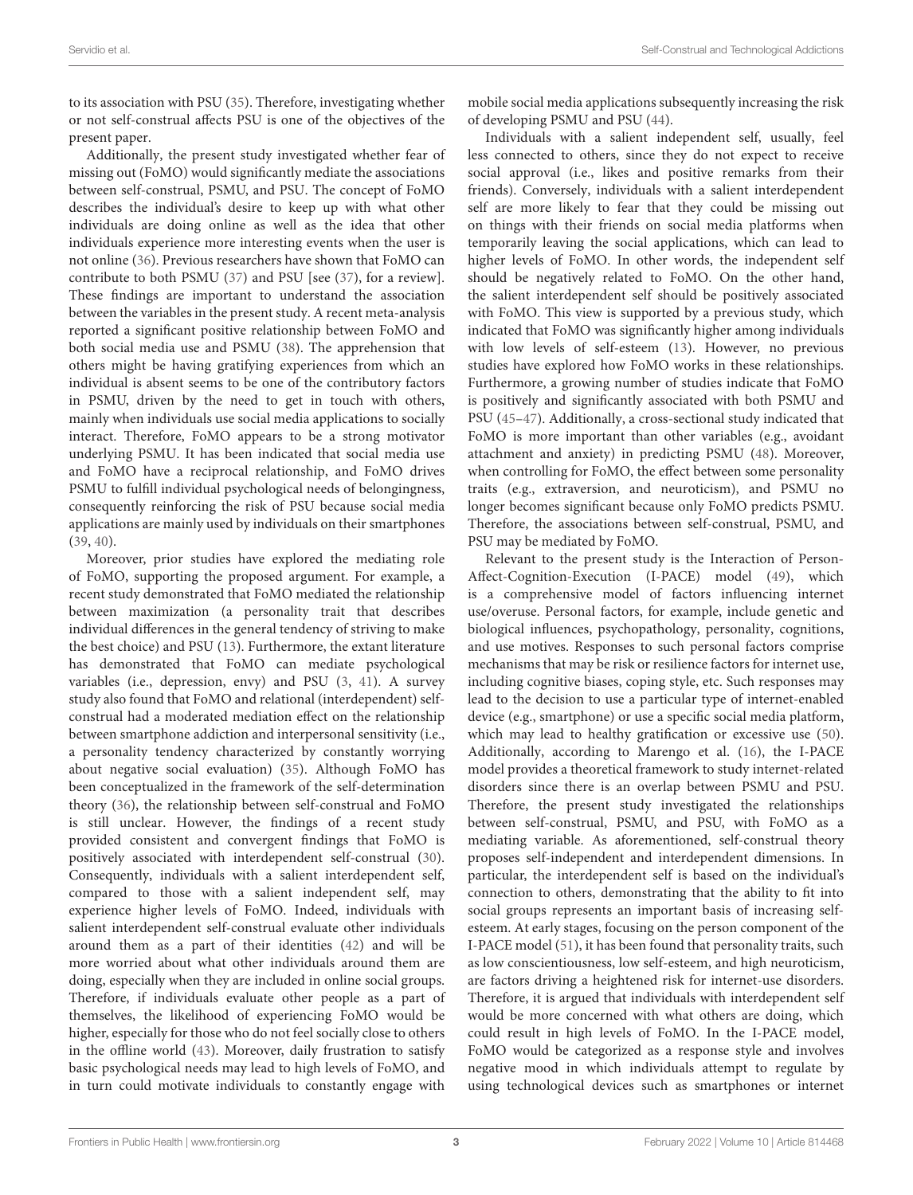to its association with PSU (35). Therefore, investigating whether or not self-construal affects PSU is one of the objectives of the present paper.

Additionally, the present study investigated whether fear of missing out (FoMO) would significantly mediate the associations between self-construal, PSMU, and PSU. The concept of FoMO describes the individual's desire to keep up with what other individuals are doing online as well as the idea that other individuals experience more interesting events when the user is not online (36). Previous researchers have shown that FoMO can contribute to both PSMU (37) and PSU [see (37), for a review]. These findings are important to understand the association between the variables in the present study. A recent meta-analysis reported a significant positive relationship between FoMO and both social media use and PSMU (38). The apprehension that others might be having gratifying experiences from which an individual is absent seems to be one of the contributory factors in PSMU, driven by the need to get in touch with others, mainly when individuals use social media applications to socially interact. Therefore, FoMO appears to be a strong motivator underlying PSMU. It has been indicated that social media use and FoMO have a reciprocal relationship, and FoMO drives PSMU to fulfill individual psychological needs of belongingness, consequently reinforcing the risk of PSU because social media applications are mainly used by individuals on their smartphones (39, 40).

Moreover, prior studies have explored the mediating role of FoMO, supporting the proposed argument. For example, a recent study demonstrated that FoMO mediated the relationship between maximization (a personality trait that describes individual differences in the general tendency of striving to make the best choice) and PSU (13). Furthermore, the extant literature has demonstrated that FoMO can mediate psychological variables (i.e., depression, envy) and PSU (3, 41). A survey study also found that FoMO and relational (interdependent) self-construal had a moderated mediation effect on the relationship between smartphone addiction and interpersonal sensitivity (i.e., a personality tendency characterized by constantly worrying about negative social evaluation) (35). Although FoMO has been conceptualized in the framework of the self-determination theory (36), the relationship between self-construal and FoMO is still unclear. However, the findings of a recent study provided consistent and convergent findings that FoMO is positively associated with interdependent self-construal (30). Consequently, individuals with a salient interdependent self, compared to those with a salient independent self, may experience higher levels of FoMO. Indeed, individuals with salient interdependent self-construal evaluate other individuals around them as a part of their identities (42) and will be more worried about what other individuals around them are doing, especially when they are included in online social groups. Therefore, if individuals evaluate other people as a part of themselves, the likelihood of experiencing FoMO would be higher, especially for those who do not feel socially close to others in the offline world (43). Moreover, daily frustration to satisfy basic psychological needs may lead to high levels of FoMO, and in turn could motivate individuals to constantly engage with mobile social media applications subsequently increasing the risk of developing PSMU and PSU (44).

Individuals with a salient independent self, usually, feel less connected to others, since they do not expect to receive social approval (i.e., likes and positive remarks from their friends). Conversely, individuals with a salient interdependent self are more likely to fear that they could be missing out on things with their friends on social media platforms when temporarily leaving the social applications, which can lead to higher levels of FoMO. In other words, the independent self should be negatively related to FoMO. On the other hand, the salient interdependent self should be positively associated with FoMO. This view is supported by a previous study, which indicated that FoMO was significantly higher among individuals with low levels of self-esteem (13). However, no previous studies have explored how FoMO works in these relationships. Furthermore, a growing number of studies indicate that FoMO is positively and significantly associated with both PSMU and PSU (45–47). Additionally, a cross-sectional study indicated that FoMO is more important than other variables (e.g., avoidant attachment and anxiety) in predicting PSMU (48). Moreover, when controlling for FoMO, the effect between some personality traits (e.g., extraversion, and neuroticism), and PSMU no longer becomes significant because only FoMO predicts PSMU. Therefore, the associations between self-construal, PSMU, and PSU may be mediated by FoMO.

Relevant to the present study is the Interaction of Person-Affect-Cognition-Execution (I-PACE) model (49), which is a comprehensive model of factors influencing internet use/overuse. Personal factors, for example, include genetic and biological influences, psychopathology, personality, cognitions, and use motives. Responses to such personal factors comprise mechanisms that may be risk or resilience factors for internet use, including cognitive biases, coping style, etc. Such responses may lead to the decision to use a particular type of internet-enabled device (e.g., smartphone) or use a specific social media platform, which may lead to healthy gratification or excessive use (50). Additionally, according to Marengo et al. (16), the I-PACE model provides a theoretical framework to study internet-related disorders since there is an overlap between PSMU and PSU. Therefore, the present study investigated the relationships between self-construal, PSMU, and PSU, with FoMO as a mediating variable. As aforementioned, self-construal theory proposes self-independent and interdependent dimensions. In particular, the interdependent self is based on the individual's connection to others, demonstrating that the ability to fit into social groups represents an important basis of increasing self-esteem. At early stages, focusing on the person component of the I-PACE model (51), it has been found that personality traits, such as low conscientiousness, low self-esteem, and high neuroticism, are factors driving a heightened risk for internet-use disorders. Therefore, it is argued that individuals with interdependent self would be more concerned with what others are doing, which could result in high levels of FoMO. In the I-PACE model, FoMO would be categorized as a response style and involves negative mood in which individuals attempt to regulate by using technological devices such as smartphones or internet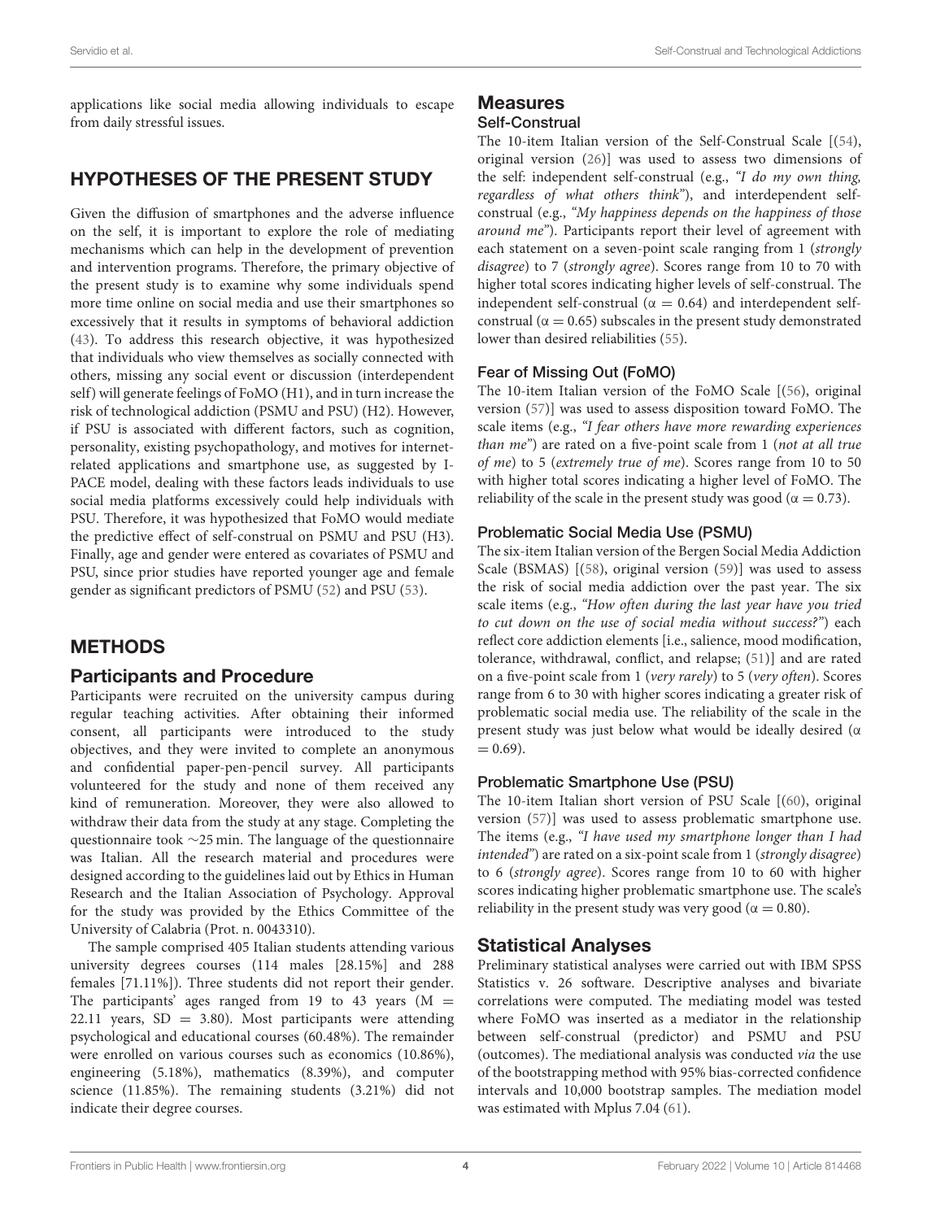applications like social media allowing individuals to escape from daily stressful issues.

## HYPOTHESES OF THE PRESENT STUDY

Given the diffusion of smartphones and the adverse influence on the self, it is important to explore the role of mediating mechanisms which can help in the development of prevention and intervention programs. Therefore, the primary objective of the present study is to examine why some individuals spend more time online on social media and use their smartphones so excessively that it results in symptoms of behavioral addiction (43). To address this research objective, it was hypothesized that individuals who view themselves as socially connected with others, missing any social event or discussion (interdependent self) will generate feelings of FoMO (H1), and in turn increase the risk of technological addiction (PSMU and PSU) (H2). However, if PSU is associated with different factors, such as cognition, personality, existing psychopathology, and motives for internet-related applications and smartphone use, as suggested by I-PACE model, dealing with these factors leads individuals to use social media platforms excessively could help individuals with PSU. Therefore, it was hypothesized that FoMO would mediate the predictive effect of self-construal on PSMU and PSU (H3). Finally, age and gender were entered as covariates of PSMU and PSU, since prior studies have reported younger age and female gender as significant predictors of PSMU (52) and PSU (53).

## METHODS

### Participants and Procedure

Participants were recruited on the university campus during regular teaching activities. After obtaining their informed consent, all participants were introduced to the study objectives, and they were invited to complete an anonymous and confidential paper-pen-pencil survey. All participants volunteered for the study and none of them received any kind of remuneration. Moreover, they were also allowed to withdraw their data from the study at any stage. Completing the questionnaire took ∼25 min. The language of the questionnaire was Italian. All the research material and procedures were designed according to the guidelines laid out by Ethics in Human Research and the Italian Association of Psychology. Approval for the study was provided by the Ethics Committee of the University of Calabria (Prot. n. 0043310).

The sample comprised 405 Italian students attending various university degrees courses (114 males [28.15%] and 288 females [71.11%]). Three students did not report their gender. The participants' ages ranged from 19 to 43 years ($M = 22.11$ years, $SD = 3.80$). Most participants were attending psychological and educational courses (60.48%). The remainder were enrolled on various courses such as economics (10.86%), engineering (5.18%), mathematics (8.39%), and computer science (11.85%). The remaining students (3.21%) did not indicate their degree courses.

### Measures

#### Self-Construal

The 10-item Italian version of the Self-Construal Scale [(54), original version (26)] was used to assess two dimensions of the self: independent self-construal (e.g., *"I do my own thing, regardless of what others think"*), and interdependent self-construal (e.g., *"My happiness depends on the happiness of those around me"*). Participants report their level of agreement with each statement on a seven-point scale ranging from 1 (*strongly disagree*) to 7 (*strongly agree*). Scores range from 10 to 70 with higher total scores indicating higher levels of self-construal. The independent self-construal ($\alpha = 0.64$) and interdependent self-construal ($\alpha = 0.65$) subscales in the present study demonstrated lower than desired reliabilities (55).

#### Fear of Missing Out (FoMO)

The 10-item Italian version of the FoMO Scale [(56), original version (57)] was used to assess disposition toward FoMO. The scale items (e.g., *"I fear others have more rewarding experiences than me"*) are rated on a five-point scale from 1 (*not at all true of me*) to 5 (*extremely true of me*). Scores range from 10 to 50 with higher total scores indicating a higher level of FoMO. The reliability of the scale in the present study was good ($\alpha = 0.73$).

#### Problematic Social Media Use (PSMU)

The six-item Italian version of the Bergen Social Media Addiction Scale (BSMAS) [(58), original version (59)] was used to assess the risk of social media addiction over the past year. The six scale items (e.g., *"How often during the last year have you tried to cut down on the use of social media without success?"*) each reflect core addiction elements [i.e., salience, mood modification, tolerance, withdrawal, conflict, and relapse; (51)] and are rated on a five-point scale from 1 (*very rarely*) to 5 (*very often*). Scores range from 6 to 30 with higher scores indicating a greater risk of problematic social media use. The reliability of the scale in the present study was just below what would be ideally desired ($\alpha = 0.69$).

#### Problematic Smartphone Use (PSU)

The 10-item Italian short version of PSU Scale [(60), original version (57)] was used to assess problematic smartphone use. The items (e.g., *"I have used my smartphone longer than I had intended"*) are rated on a six-point scale from 1 (*strongly disagree*) to 6 (*strongly agree*). Scores range from 10 to 60 with higher scores indicating higher problematic smartphone use. The scale's reliability in the present study was very good ($\alpha = 0.80$).

### Statistical Analyses

Preliminary statistical analyses were carried out with IBM SPSS Statistics v. 26 software. Descriptive analyses and bivariate correlations were computed. The mediating model was tested where FoMO was inserted as a mediator in the relationship between self-construal (predictor) and PSMU and PSU (outcomes). The mediational analysis was conducted *via* the use of the bootstrapping method with 95% bias-corrected confidence intervals and 10,000 bootstrap samples. The mediation model was estimated with Mplus 7.04 (61).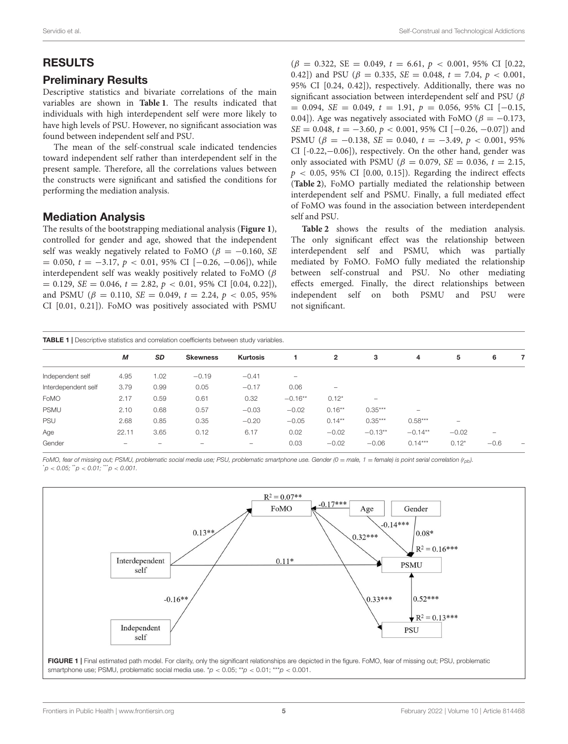## RESULTS

### Preliminary Results

Descriptive statistics and bivariate correlations of the main variables are shown in **Table 1**. The results indicated that individuals with high interdependent self were more likely to have high levels of PSU. However, no significant association was found between independent self and PSU.

The mean of the self-construal scale indicated tendencies toward independent self rather than interdependent self in the present sample. Therefore, all the correlations values between the constructs were significant and satisfied the conditions for performing the mediation analysis.

### Mediation Analysis

The results of the bootstrapping mediational analysis (**Figure 1**), controlled for gender and age, showed that the independent self was weakly negatively related to FoMO ($\beta = -0.160$, $SE = 0.050$, $t = -3.17$, $p < 0.01$, 95% CI [−0.26, −0.06]), while interdependent self was weakly positively related to FoMO ($\beta = 0.129$, $SE = 0.046$, $t = 2.82$, $p < 0.01$, 95% CI [0.04, 0.22]), and PSMU ($\beta = 0.110$, $SE = 0.049$, $t = 2.24$, $p < 0.05$, 95% CI [0.01, 0.21]). FoMO was positively associated with PSMU ($\beta = 0.322$, SE = 0.049, $t = 6.61$, $p < 0.001$, 95% CI [0.22, 0.42]) and PSU ($\beta = 0.335$, $SE = 0.048$, $t = 7.04$, $p < 0.001$, 95% CI [0.24, 0.42]), respectively. Additionally, there was no significant association between interdependent self and PSU ($\beta = 0.094$, $SE = 0.049$, $t = 1.91$, $p = 0.056$, 95% CI [−0.15, 0.04]). Age was negatively associated with FoMO ($\beta = -0.173$, $SE = 0.048$, $t = -3.60$, $p < 0.001$, 95% CI [−0.26, −0.07]) and PSMU ($\beta = -0.138$, $SE = 0.040$, $t = -3.49$, $p < 0.001$, 95% CI [-0.22,−0.06]), respectively. On the other hand, gender was only associated with PSMU ($\beta = 0.079$, $SE = 0.036$, $t = 2.15$, $p < 0.05$, 95% CI [0.00, 0.15]). Regarding the indirect effects (**Table 2**), FoMO partially mediated the relationship between interdependent self and PSMU. Finally, a full mediated effect of FoMO was found in the association between interdependent self and PSU.

**Table 2** shows the results of the mediation analysis. The only significant effect was the relationship between interdependent self and PSMU, which was partially mediated by FoMO. FoMO fully mediated the relationship between self-construal and PSU. No other mediating effects emerged. Finally, the direct relationships between independent self on both PSMU and PSU were not significant.

**TABLE 1** | Descriptive statistics and correlation coefficients between study variables.

| | *M* | *SD* | Skewness | Kurtosis | 1 | 2 | 3 | 4 | 5 | 6 | 7 |
|---|---|---|---|---|---|---|---|---|---|---|---|
| Independent self | 4.95 | 1.02 | −0.19 | −0.41 | – | | | | | | |
| Interdependent self | 3.79 | 0.99 | 0.05 | −0.17 | 0.06 | – | | | | | |
| FoMO | 2.17 | 0.59 | 0.61 | 0.32 | −0.16** | 0.12* | – | | | | |
| PSMU | 2.10 | 0.68 | 0.57 | −0.03 | −0.02 | 0.16** | 0.35*** | – | | | |
| PSU | 2.68 | 0.85 | 0.35 | −0.20 | −0.05 | 0.14** | 0.35*** | 0.58*** | – | | |
| Age | 22.11 | 3.65 | 0.12 | 6.17 | 0.02 | −0.02 | −0.13** | −0.14** | −0.02 | – | |
| Gender | – | – | – | – | 0.03 | −0.02 | −0.06 | 0.14*** | 0.12* | −0.6 | – |

*FoMO, fear of missing out; PSMU, problematic social media use; PSU, problematic smartphone use. Gender (0 = male, 1 = female) is point serial correlation ($r_{pb}$).*
*$^{*}p < 0.05$; $^{**}p < 0.01$; $^{***}p < 0.001$.*

$R^2 = 0.07$**
FoMO
-0.17***
Age
Gender
-0.14***
0.08*
0.13**
0.32***
$R^2 = 0.16$***
Interdependent self
0.11*
PSMU
-0.16**
0.33***
0.52***
$R^2 = 0.13$***
Independent self
PSU

**FIGURE 1** | Final estimated path model. For clarity, only the significant relationships are depicted in the figure. FoMO, fear of missing out; PSU, problematic smartphone use; PSMU, problematic social media use. $^{*}p < 0.05$; $^{**}p < 0.01$; $^{***}p < 0.001$.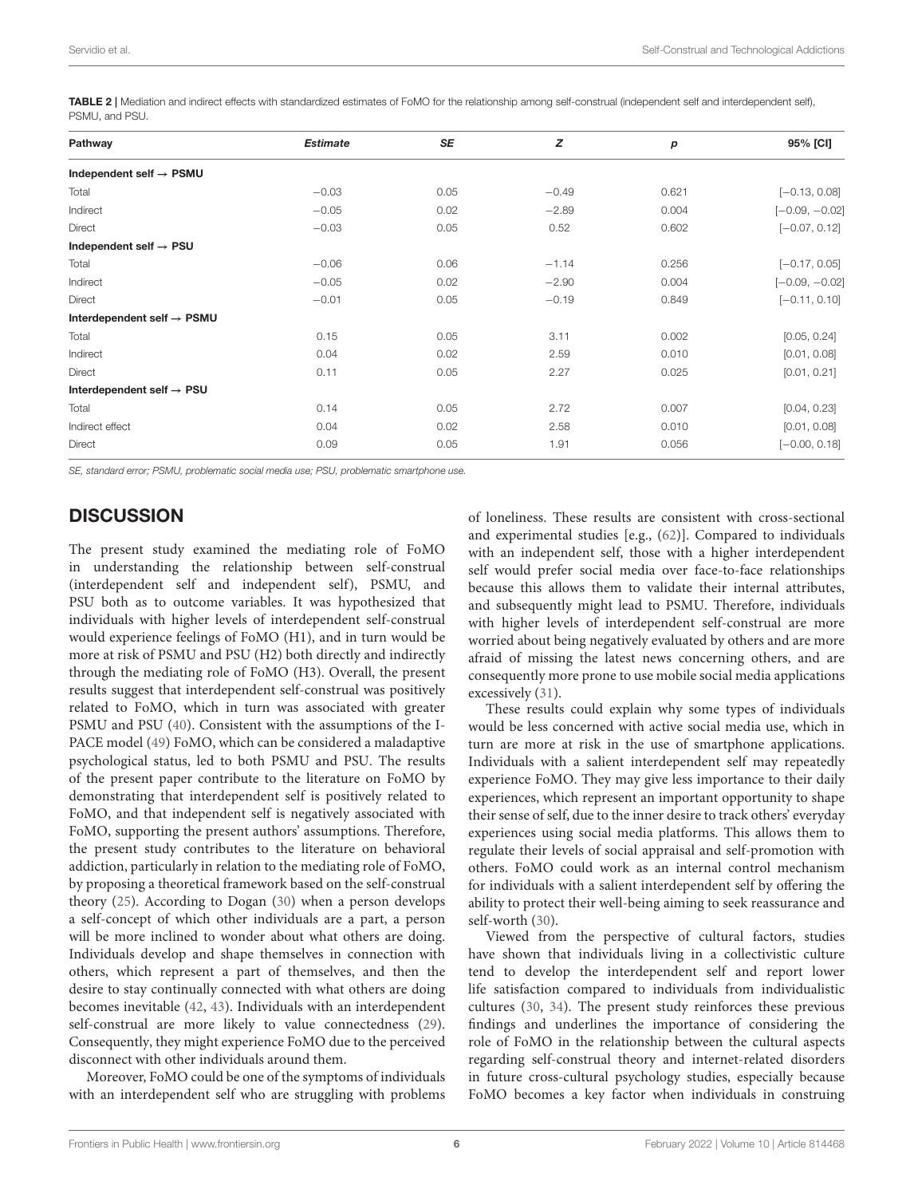**TABLE 2 |** Mediation and indirect effects with standardized estimates of FoMO for the relationship among self-construal (independent self and interdependent self), PSMU, and PSU.

| Pathway | *Estimate* | *SE* | *Z* | *p* | 95% [CI] |
|---|---|---|---|---|---|
| **Independent self → PSMU** | | | | | |
| Total | −0.03 | 0.05 | −0.49 | 0.621 | [−0.13, 0.08] |
| Indirect | −0.05 | 0.02 | −2.89 | 0.004 | [−0.09, −0.02] |
| Direct | −0.03 | 0.05 | 0.52 | 0.602 | [−0.07, 0.12] |
| **Independent self → PSU** | | | | | |
| Total | −0.06 | 0.06 | −1.14 | 0.256 | [−0.17, 0.05] |
| Indirect | −0.05 | 0.02 | −2.90 | 0.004 | [−0.09, −0.02] |
| Direct | −0.01 | 0.05 | −0.19 | 0.849 | [−0.11, 0.10] |
| **Interdependent self → PSMU** | | | | | |
| Total | 0.15 | 0.05 | 3.11 | 0.002 | [0.05, 0.24] |
| Indirect | 0.04 | 0.02 | 2.59 | 0.010 | [0.01, 0.08] |
| Direct | 0.11 | 0.05 | 2.27 | 0.025 | [0.01, 0.21] |
| **Interdependent self → PSU** | | | | | |
| Total | 0.14 | 0.05 | 2.72 | 0.007 | [0.04, 0.23] |
| Indirect effect | 0.04 | 0.02 | 2.58 | 0.010 | [0.01, 0.08] |
| Direct | 0.09 | 0.05 | 1.91 | 0.056 | [−0.00, 0.18] |

*SE, standard error; PSMU, problematic social media use; PSU, problematic smartphone use.*

## DISCUSSION

The present study examined the mediating role of FoMO in understanding the relationship between self-construal (interdependent self and independent self), PSMU, and PSU both as to outcome variables. It was hypothesized that individuals with higher levels of interdependent self-construal would experience feelings of FoMO (H1), and in turn would be more at risk of PSMU and PSU (H2) both directly and indirectly through the mediating role of FoMO (H3). Overall, the present results suggest that interdependent self-construal was positively related to FoMO, which in turn was associated with greater PSMU and PSU (40). Consistent with the assumptions of the I-PACE model (49) FoMO, which can be considered a maladaptive psychological status, led to both PSMU and PSU. The results of the present paper contribute to the literature on FoMO by demonstrating that interdependent self is positively related to FoMO, and that independent self is negatively associated with FoMO, supporting the present authors' assumptions. Therefore, the present study contributes to the literature on behavioral addiction, particularly in relation to the mediating role of FoMO, by proposing a theoretical framework based on the self-construal theory (25). According to Dogan (30) when a person develops a self-concept of which other individuals are a part, a person will be more inclined to wonder about what others are doing. Individuals develop and shape themselves in connection with others, which represent a part of themselves, and then the desire to stay continually connected with what others are doing becomes inevitable (42, 43). Individuals with an interdependent self-construal are more likely to value connectedness (29). Consequently, they might experience FoMO due to the perceived disconnect with other individuals around them.

Moreover, FoMO could be one of the symptoms of individuals with an interdependent self who are struggling with problems of loneliness. These results are consistent with cross-sectional and experimental studies [e.g., (62)]. Compared to individuals with an independent self, those with a higher interdependent self would prefer social media over face-to-face relationships because this allows them to validate their internal attributes, and subsequently might lead to PSMU. Therefore, individuals with higher levels of interdependent self-construal are more worried about being negatively evaluated by others and are more afraid of missing the latest news concerning others, and are consequently more prone to use mobile social media applications excessively (31).

These results could explain why some types of individuals would be less concerned with active social media use, which in turn are more at risk in the use of smartphone applications. Individuals with a salient interdependent self may repeatedly experience FoMO. They may give less importance to their daily experiences, which represent an important opportunity to shape their sense of self, due to the inner desire to track others' everyday experiences using social media platforms. This allows them to regulate their levels of social appraisal and self-promotion with others. FoMO could work as an internal control mechanism for individuals with a salient interdependent self by offering the ability to protect their well-being aiming to seek reassurance and self-worth (30).

Viewed from the perspective of cultural factors, studies have shown that individuals living in a collectivistic culture tend to develop the interdependent self and report lower life satisfaction compared to individuals from individualistic cultures (30, 34). The present study reinforces these previous findings and underlines the importance of considering the role of FoMO in the relationship between the cultural aspects regarding self-construal theory and internet-related disorders in future cross-cultural psychology studies, especially because FoMO becomes a key factor when individuals in construing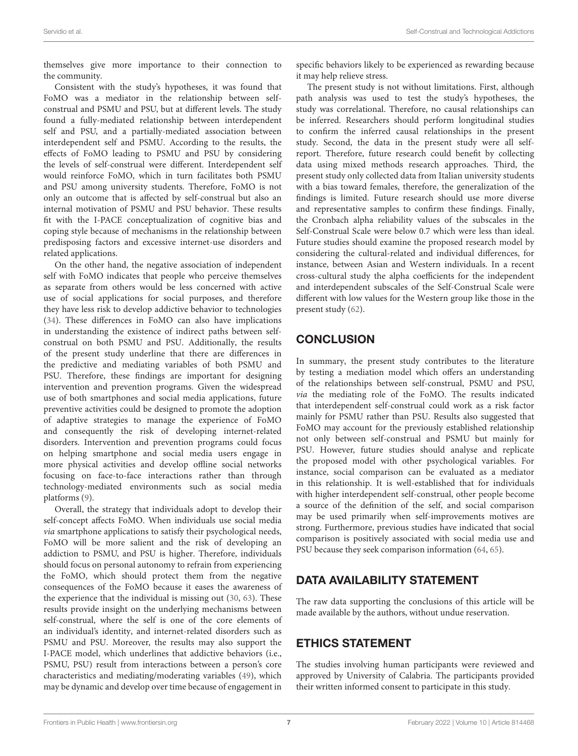themselves give more importance to their connection to the community.

Consistent with the study's hypotheses, it was found that FoMO was a mediator in the relationship between self-construal and PSMU and PSU, but at different levels. The study found a fully-mediated relationship between interdependent self and PSU, and a partially-mediated association between interdependent self and PSMU. According to the results, the effects of FoMO leading to PSMU and PSU by considering the levels of self-construal were different. Interdependent self would reinforce FoMO, which in turn facilitates both PSMU and PSU among university students. Therefore, FoMO is not only an outcome that is affected by self-construal but also an internal motivation of PSMU and PSU behavior. These results fit with the I-PACE conceptualization of cognitive bias and coping style because of mechanisms in the relationship between predisposing factors and excessive internet-use disorders and related applications.

On the other hand, the negative association of independent self with FoMO indicates that people who perceive themselves as separate from others would be less concerned with active use of social applications for social purposes, and therefore they have less risk to develop addictive behavior to technologies (34). These differences in FoMO can also have implications in understanding the existence of indirect paths between self-construal on both PSMU and PSU. Additionally, the results of the present study underline that there are differences in the predictive and mediating variables of both PSMU and PSU. Therefore, these findings are important for designing intervention and prevention programs. Given the widespread use of both smartphones and social media applications, future preventive activities could be designed to promote the adoption of adaptive strategies to manage the experience of FoMO and consequently the risk of developing internet-related disorders. Intervention and prevention programs could focus on helping smartphone and social media users engage in more physical activities and develop offline social networks focusing on face-to-face interactions rather than through technology-mediated environments such as social media platforms (9).

Overall, the strategy that individuals adopt to develop their self-concept affects FoMO. When individuals use social media *via* smartphone applications to satisfy their psychological needs, FoMO will be more salient and the risk of developing an addiction to PSMU, and PSU is higher. Therefore, individuals should focus on personal autonomy to refrain from experiencing the FoMO, which should protect them from the negative consequences of the FoMO because it eases the awareness of the experience that the individual is missing out (30, 63). These results provide insight on the underlying mechanisms between self-construal, where the self is one of the core elements of an individual's identity, and internet-related disorders such as PSMU and PSU. Moreover, the results may also support the I-PACE model, which underlines that addictive behaviors (i.e., PSMU, PSU) result from interactions between a person's core characteristics and mediating/moderating variables (49), which may be dynamic and develop over time because of engagement in specific behaviors likely to be experienced as rewarding because it may help relieve stress.

The present study is not without limitations. First, although path analysis was used to test the study's hypotheses, the study was correlational. Therefore, no causal relationships can be inferred. Researchers should perform longitudinal studies to confirm the inferred causal relationships in the present study. Second, the data in the present study were all self-report. Therefore, future research could benefit by collecting data using mixed methods research approaches. Third, the present study only collected data from Italian university students with a bias toward females, therefore, the generalization of the findings is limited. Future research should use more diverse and representative samples to confirm these findings. Finally, the Cronbach alpha reliability values of the subscales in the Self-Construal Scale were below 0.7 which were less than ideal. Future studies should examine the proposed research model by considering the cultural-related and individual differences, for instance, between Asian and Western individuals. In a recent cross-cultural study the alpha coefficients for the independent and interdependent subscales of the Self-Construal Scale were different with low values for the Western group like those in the present study (62).

## CONCLUSION

In summary, the present study contributes to the literature by testing a mediation model which offers an understanding of the relationships between self-construal, PSMU and PSU, *via* the mediating role of the FoMO. The results indicated that interdependent self-construal could work as a risk factor mainly for PSMU rather than PSU. Results also suggested that FoMO may account for the previously established relationship not only between self-construal and PSMU but mainly for PSU. However, future studies should analyse and replicate the proposed model with other psychological variables. For instance, social comparison can be evaluated as a mediator in this relationship. It is well-established that for individuals with higher interdependent self-construal, other people become a source of the definition of the self, and social comparison may be used primarily when self-improvements motives are strong. Furthermore, previous studies have indicated that social comparison is positively associated with social media use and PSU because they seek comparison information (64, 65).

## DATA AVAILABILITY STATEMENT

The raw data supporting the conclusions of this article will be made available by the authors, without undue reservation.

## ETHICS STATEMENT

The studies involving human participants were reviewed and approved by University of Calabria. The participants provided their written informed consent to participate in this study.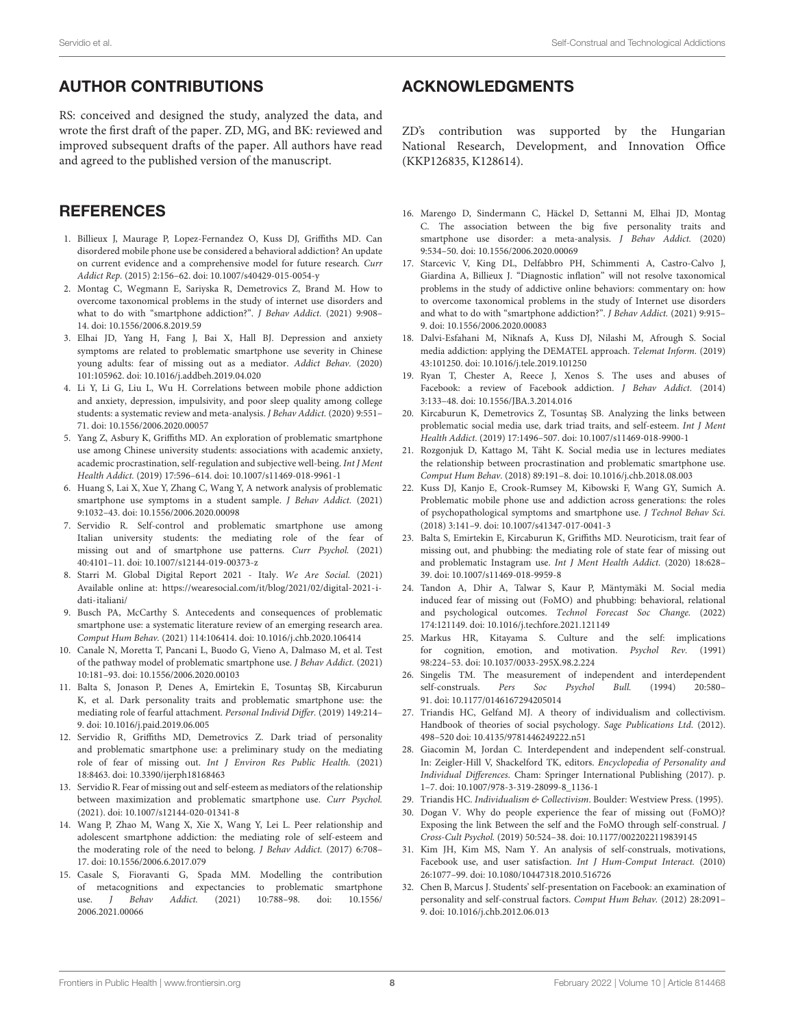## AUTHOR CONTRIBUTIONS

RS: conceived and designed the study, analyzed the data, and wrote the first draft of the paper. ZD, MG, and BK: reviewed and improved subsequent drafts of the paper. All authors have read and agreed to the published version of the manuscript.

## ACKNOWLEDGMENTS

ZD's contribution was supported by the Hungarian National Research, Development, and Innovation Office (KKP126835, K128614).

## REFERENCES

1. Billieux J, Maurage P, Lopez-Fernandez O, Kuss DJ, Griffiths MD. Can disordered mobile phone use be considered a behavioral addiction? An update on current evidence and a comprehensive model for future research. *Curr Addict Rep.* (2015) 2:156–62. doi: 10.1007/s40429-015-0054-y
2. Montag C, Wegmann E, Sariyska R, Demetrovics Z, Brand M. How to overcome taxonomical problems in the study of internet use disorders and what to do with "smartphone addiction?". *J Behav Addict.* (2021) 9:908–14. doi: 10.1556/2006.8.2019.59
3. Elhai JD, Yang H, Fang J, Bai X, Hall BJ. Depression and anxiety symptoms are related to problematic smartphone use severity in Chinese young adults: fear of missing out as a mediator. *Addict Behav.* (2020) 101:105962. doi: 10.1016/j.addbeh.2019.04.020
4. Li Y, Li G, Liu L, Wu H. Correlations between mobile phone addiction and anxiety, depression, impulsivity, and poor sleep quality among college students: a systematic review and meta-analysis. *J Behav Addict.* (2020) 9:551–71. doi: 10.1556/2006.2020.00057
5. Yang Z, Asbury K, Griffiths MD. An exploration of problematic smartphone use among Chinese university students: associations with academic anxiety, academic procrastination, self-regulation and subjective well-being. *Int J Ment Health Addict.* (2019) 17:596–614. doi: 10.1007/s11469-018-9961-1
6. Huang S, Lai X, Xue Y, Zhang C, Wang Y, A network analysis of problematic smartphone use symptoms in a student sample. *J Behav Addict.* (2021) 9:1032–43. doi: 10.1556/2006.2020.00098
7. Servidio R. Self-control and problematic smartphone use among Italian university students: the mediating role of the fear of missing out and of smartphone use patterns. *Curr Psychol.* (2021) 40:4101–11. doi: 10.1007/s12144-019-00373-z
8. Starri M. Global Digital Report 2021 - Italy. *We Are Social.* (2021) Available online at: https://wearesocial.com/it/blog/2021/02/digital-2021-i-dati-italiani/
9. Busch PA, McCarthy S. Antecedents and consequences of problematic smartphone use: a systematic literature review of an emerging research area. *Comput Hum Behav.* (2021) 114:106414. doi: 10.1016/j.chb.2020.106414
10. Canale N, Moretta T, Pancani L, Buodo G, Vieno A, Dalmaso M, et al. Test of the pathway model of problematic smartphone use. *J Behav Addict.* (2021) 10:181–93. doi: 10.1556/2006.2020.00103
11. Balta S, Jonason P, Denes A, Emirtekin E, Tosuntaş SB, Kircaburun K, et al. Dark personality traits and problematic smartphone use: the mediating role of fearful attachment. *Personal Individ Differ.* (2019) 149:214–9. doi: 10.1016/j.paid.2019.06.005
12. Servidio R, Griffiths MD, Demetrovics Z. Dark triad of personality and problematic smartphone use: a preliminary study on the mediating role of fear of missing out. *Int J Environ Res Public Health.* (2021) 18:8463. doi: 10.3390/ijerph18168463
13. Servidio R. Fear of missing out and self-esteem as mediators of the relationship between maximization and problematic smartphone use. *Curr Psychol.* (2021). doi: 10.1007/s12144-020-01341-8
14. Wang P, Zhao M, Wang X, Xie X, Wang Y, Lei L. Peer relationship and adolescent smartphone addiction: the mediating role of self-esteem and the moderating role of the need to belong. *J Behav Addict.* (2017) 6:708–17. doi: 10.1556/2006.6.2017.079
15. Casale S, Fioravanti G, Spada MM. Modelling the contribution of metacognitions and expectancies to problematic smartphone use. *J Behav Addict.* (2021) 10:788–98. doi: 10.1556/2006.2021.00066
16. Marengo D, Sindermann C, Häckel D, Settanni M, Elhai JD, Montag C. The association between the big five personality traits and smartphone use disorder: a meta-analysis. *J Behav Addict.* (2020) 9:534–50. doi: 10.1556/2006.2020.00069
17. Starcevic V, King DL, Delfabbro PH, Schimmenti A, Castro-Calvo J, Giardina A, Billieux J. "Diagnostic inflation" will not resolve taxonomical problems in the study of addictive online behaviors: commentary on: how to overcome taxonomical problems in the study of Internet use disorders and what to do with "smartphone addiction?". *J Behav Addict.* (2021) 9:915–9. doi: 10.1556/2006.2020.00083
18. Dalvi-Esfahani M, Niknafs A, Kuss DJ, Nilashi M, Afrough S. Social media addiction: applying the DEMATEL approach. *Telemat Inform.* (2019) 43:101250. doi: 10.1016/j.tele.2019.101250
19. Ryan T, Chester A, Reece J, Xenos S. The uses and abuses of Facebook: a review of Facebook addiction. *J Behav Addict.* (2014) 3:133–48. doi: 10.1556/JBA.3.2014.016
20. Kircaburun K, Demetrovics Z, Tosuntaş SB. Analyzing the links between problematic social media use, dark triad traits, and self-esteem. *Int J Ment Health Addict.* (2019) 17:1496–507. doi: 10.1007/s11469-018-9900-1
21. Rozgonjuk D, Kattago M, Täht K. Social media use in lectures mediates the relationship between procrastination and problematic smartphone use. *Comput Hum Behav.* (2018) 89:191–8. doi: 10.1016/j.chb.2018.08.003
22. Kuss DJ, Kanjo E, Crook-Rumsey M, Kibowski F, Wang GY, Sumich A. Problematic mobile phone use and addiction across generations: the roles of psychopathological symptoms and smartphone use. *J Technol Behav Sci.* (2018) 3:141–9. doi: 10.1007/s41347-017-0041-3
23. Balta S, Emirtekin E, Kircaburun K, Griffiths MD. Neuroticism, trait fear of missing out, and phubbing: the mediating role of state fear of missing out and problematic Instagram use. *Int J Ment Health Addict.* (2020) 18:628–39. doi: 10.1007/s11469-018-9959-8
24. Tandon A, Dhir A, Talwar S, Kaur P, Mäntymäki M. Social media induced fear of missing out (FoMO) and phubbing: behavioral, relational and psychological outcomes. *Technol Forecast Soc Change.* (2022) 174:121149. doi: 10.1016/j.techfore.2021.121149
25. Markus HR, Kitayama S. Culture and the self: implications for cognition, emotion, and motivation. *Psychol Rev.* (1991) 98:224–53. doi: 10.1037/0033-295X.98.2.224
26. Singelis TM. The measurement of independent and interdependent self-construals. *Pers Soc Psychol Bull.* (1994) 20:580–91. doi: 10.1177/0146167294205014
27. Triandis HC, Gelfand MJ. A theory of individualism and collectivism. Handbook of theories of social psychology. *Sage Publications Ltd.* (2012). 498–520 doi: 10.4135/9781446249222.n51
28. Giacomin M, Jordan C. Interdependent and independent self-construal. In: Zeigler-Hill V, Shackelford TK, editors. *Encyclopedia of Personality and Individual Differences*. Cham: Springer International Publishing (2017). p. 1–7. doi: 10.1007/978-3-319-28099-8_1136-1
29. Triandis HC. *Individualism & Collectivism*. Boulder: Westview Press. (1995).
30. Dogan V. Why do people experience the fear of missing out (FoMO)? Exposing the link Between the self and the FoMO through self-construal. *J Cross-Cult Psychol.* (2019) 50:524–38. doi: 10.1177/0022022119839145
31. Kim JH, Kim MS, Nam Y. An analysis of self-construals, motivations, Facebook use, and user satisfaction. *Int J Hum-Comput Interact.* (2010) 26:1077–99. doi: 10.1080/10447318.2010.516726
32. Chen B, Marcus J. Students' self-presentation on Facebook: an examination of personality and self-construal factors. *Comput Hum Behav.* (2012) 28:2091–9. doi: 10.1016/j.chb.2012.06.013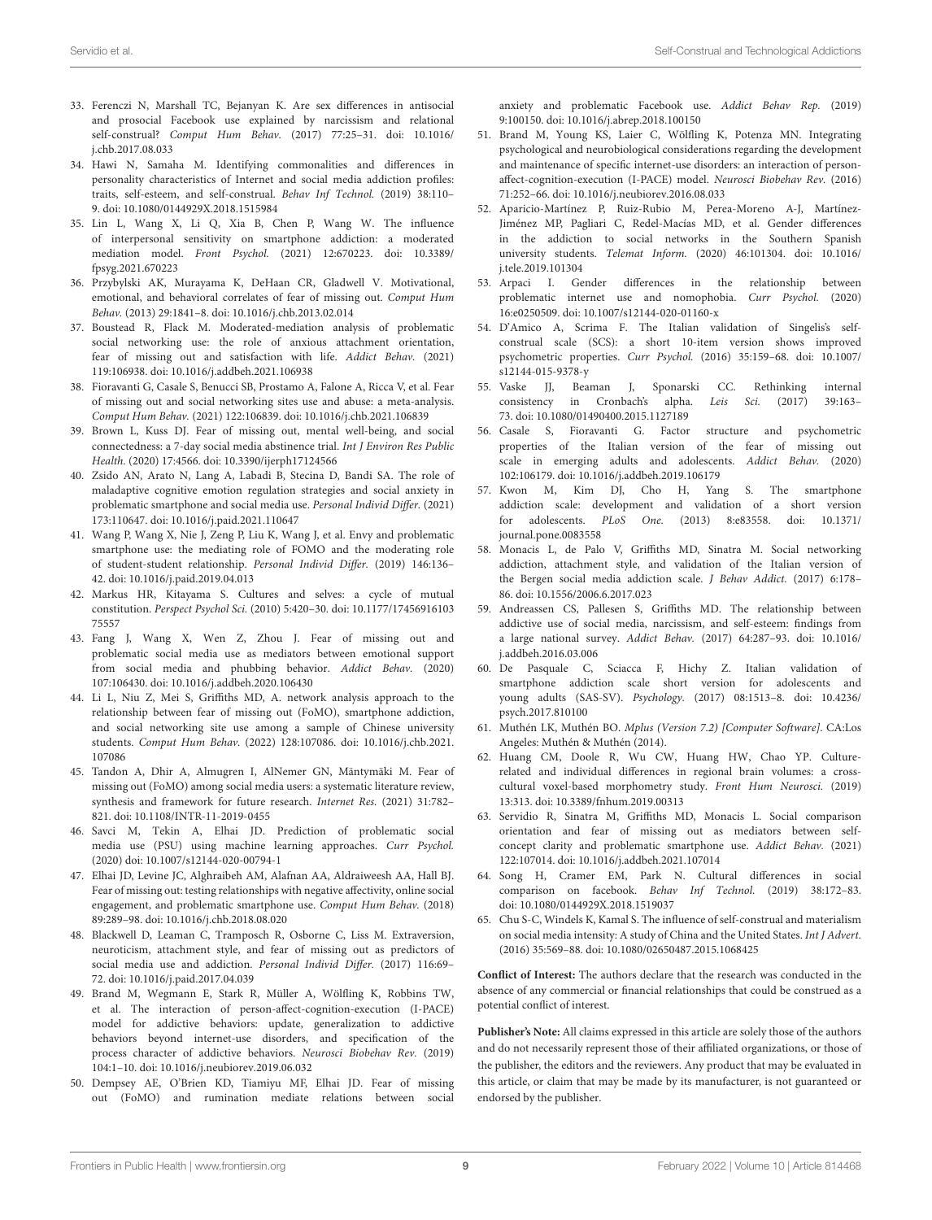33. Ferenczi N, Marshall TC, Bejanyan K. Are sex differences in antisocial and prosocial Facebook use explained by narcissism and relational self-construal? *Comput Hum Behav.* (2017) 77:25–31. doi: 10.1016/j.chb.2017.08.033
34. Hawi N, Samaha M. Identifying commonalities and differences in personality characteristics of Internet and social media addiction profiles: traits, self-esteem, and self-construal. *Behav Inf Technol.* (2019) 38:110–9. doi: 10.1080/0144929X.2018.1515984
35. Lin L, Wang X, Li Q, Xia B, Chen P, Wang W. The influence of interpersonal sensitivity on smartphone addiction: a moderated mediation model. *Front Psychol.* (2021) 12:670223. doi: 10.3389/fpsyg.2021.670223
36. Przybylski AK, Murayama K, DeHaan CR, Gladwell V. Motivational, emotional, and behavioral correlates of fear of missing out. *Comput Hum Behav.* (2013) 29:1841–8. doi: 10.1016/j.chb.2013.02.014
37. Boustead R, Flack M. Moderated-mediation analysis of problematic social networking use: the role of anxious attachment orientation, fear of missing out and satisfaction with life. *Addict Behav.* (2021) 119:106938. doi: 10.1016/j.addbeh.2021.106938
38. Fioravanti G, Casale S, Benucci SB, Prostamo A, Falone A, Ricca V, et al. Fear of missing out and social networking sites use and abuse: a meta-analysis. *Comput Hum Behav.* (2021) 122:106839. doi: 10.1016/j.chb.2021.106839
39. Brown L, Kuss DJ. Fear of missing out, mental well-being, and social connectedness: a 7-day social media abstinence trial. *Int J Environ Res Public Health.* (2020) 17:4566. doi: 10.3390/ijerph17124566
40. Zsido AN, Arato N, Lang A, Labadi B, Stecina D, Bandi SA. The role of maladaptive cognitive emotion regulation strategies and social anxiety in problematic smartphone and social media use. *Personal Individ Differ.* (2021) 173:110647. doi: 10.1016/j.paid.2021.110647
41. Wang P, Wang X, Nie J, Zeng P, Liu K, Wang J, et al. Envy and problematic smartphone use: the mediating role of FOMO and the moderating role of student-student relationship. *Personal Individ Differ.* (2019) 146:136–42. doi: 10.1016/j.paid.2019.04.013
42. Markus HR, Kitayama S. Cultures and selves: a cycle of mutual constitution. *Perspect Psychol Sci.* (2010) 5:420–30. doi: 10.1177/1745691610375557
43. Fang J, Wang X, Wen Z, Zhou J. Fear of missing out and problematic social media use as mediators between emotional support from social media and phubbing behavior. *Addict Behav.* (2020) 107:106430. doi: 10.1016/j.addbeh.2020.106430
44. Li L, Niu Z, Mei S, Griffiths MD, A. network analysis approach to the relationship between fear of missing out (FoMO), smartphone addiction, and social networking site use among a sample of Chinese university students. *Comput Hum Behav.* (2022) 128:107086. doi: 10.1016/j.chb.2021.107086
45. Tandon A, Dhir A, Almugren I, AlNemer GN, Mäntymäki M. Fear of missing out (FoMO) among social media users: a systematic literature review, synthesis and framework for future research. *Internet Res.* (2021) 31:782–821. doi: 10.1108/INTR-11-2019-0455
46. Savci M, Tekin A, Elhai JD. Prediction of problematic social media use (PSU) using machine learning approaches. *Curr Psychol.* (2020) doi: 10.1007/s12144-020-00794-1
47. Elhai JD, Levine JC, Alghraibeh AM, Alafnan AA, Aldraiweesh AA, Hall BJ. Fear of missing out: testing relationships with negative affectivity, online social engagement, and problematic smartphone use. *Comput Hum Behav.* (2018) 89:289–98. doi: 10.1016/j.chb.2018.08.020
48. Blackwell D, Leaman C, Tramposch R, Osborne C, Liss M. Extraversion, neuroticism, attachment style, and fear of missing out as predictors of social media use and addiction. *Personal Individ Differ.* (2017) 116:69–72. doi: 10.1016/j.paid.2017.04.039
49. Brand M, Wegmann E, Stark R, Müller A, Wölfling K, Robbins TW, et al. The interaction of person-affect-cognition-execution (I-PACE) model for addictive behaviors: update, generalization to addictive behaviors beyond internet-use disorders, and specification of the process character of addictive behaviors. *Neurosci Biobehav Rev.* (2019) 104:1–10. doi: 10.1016/j.neubiorev.2019.06.032
50. Dempsey AE, O'Brien KD, Tiamiyu MF, Elhai JD. Fear of missing out (FoMO) and rumination mediate relations between social anxiety and problematic Facebook use. *Addict Behav Rep.* (2019) 9:100150. doi: 10.1016/j.abrep.2018.100150
51. Brand M, Young KS, Laier C, Wölfling K, Potenza MN. Integrating psychological and neurobiological considerations regarding the development and maintenance of specific internet-use disorders: an interaction of person-affect-cognition-execution (I-PACE) model. *Neurosci Biobehav Rev.* (2016) 71:252–66. doi: 10.1016/j.neubiorev.2016.08.033
52. Aparicio-Martínez P, Ruiz-Rubio M, Perea-Moreno A-J, Martínez-Jiménez MP, Pagliari C, Redel-Macías MD, et al. Gender differences in the addiction to social networks in the Southern Spanish university students. *Telemat Inform.* (2020) 46:101304. doi: 10.1016/j.tele.2019.101304
53. Arpaci I. Gender differences in the relationship between problematic internet use and nomophobia. *Curr Psychol.* (2020) 16:e0250509. doi: 10.1007/s12144-020-01160-x
54. D'Amico A, Scrima F. The Italian validation of Singelis's self-construal scale (SCS): a short 10-item version shows improved psychometric properties. *Curr Psychol.* (2016) 35:159–68. doi: 10.1007/s12144-015-9378-y
55. Vaske JJ, Beaman J, Sponarski CC. Rethinking internal consistency in Cronbach's alpha. *Leis Sci.* (2017) 39:163–73. doi: 10.1080/01490400.2015.1127189
56. Casale S, Fioravanti G. Factor structure and psychometric properties of the Italian version of the fear of missing out scale in emerging adults and adolescents. *Addict Behav.* (2020) 102:106179. doi: 10.1016/j.addbeh.2019.106179
57. Kwon M, Kim DJ, Cho H, Yang S. The smartphone addiction scale: development and validation of a short version for adolescents. *PLoS One.* (2013) 8:e83558. doi: 10.1371/journal.pone.0083558
58. Monacis L, de Palo V, Griffiths MD, Sinatra M. Social networking addiction, attachment style, and validation of the Italian version of the Bergen social media addiction scale. *J Behav Addict.* (2017) 6:178–86. doi: 10.1556/2006.6.2017.023
59. Andreassen CS, Pallesen S, Griffiths MD. The relationship between addictive use of social media, narcissism, and self-esteem: findings from a large national survey. *Addict Behav.* (2017) 64:287–93. doi: 10.1016/j.addbeh.2016.03.006
60. De Pasquale C, Sciacca F, Hichy Z. Italian validation of smartphone addiction scale short version for adolescents and young adults (SAS-SV). *Psychology.* (2017) 08:1513–8. doi: 10.4236/psych.2017.810100
61. Muthén LK, Muthén BO. *Mplus (Version 7.2) [Computer Software]*. CA:Los Angeles: Muthén & Muthén (2014).
62. Huang CM, Doole R, Wu CW, Huang HW, Chao YP. Culture-related and individual differences in regional brain volumes: a cross-cultural voxel-based morphometry study. *Front Hum Neurosci.* (2019) 13:313. doi: 10.3389/fnhum.2019.00313
63. Servidio R, Sinatra M, Griffiths MD, Monacis L. Social comparison orientation and fear of missing out as mediators between self-concept clarity and problematic smartphone use. *Addict Behav.* (2021) 122:107014. doi: 10.1016/j.addbeh.2021.107014
64. Song H, Cramer EM, Park N. Cultural differences in social comparison on facebook. *Behav Inf Technol.* (2019) 38:172–83. doi: 10.1080/0144929X.2018.1519037
65. Chu S-C, Windels K, Kamal S. The influence of self-construal and materialism on social media intensity: A study of China and the United States. *Int J Advert.* (2016) 35:569–88. doi: 10.1080/02650487.2015.1068425

**Conflict of Interest:** The authors declare that the research was conducted in the absence of any commercial or financial relationships that could be construed as a potential conflict of interest.

**Publisher's Note:** All claims expressed in this article are solely those of the authors and do not necessarily represent those of their affiliated organizations, or those of the publisher, the editors and the reviewers. Any product that may be evaluated in this article, or claim that may be made by its manufacturer, is not guaranteed or endorsed by the publisher.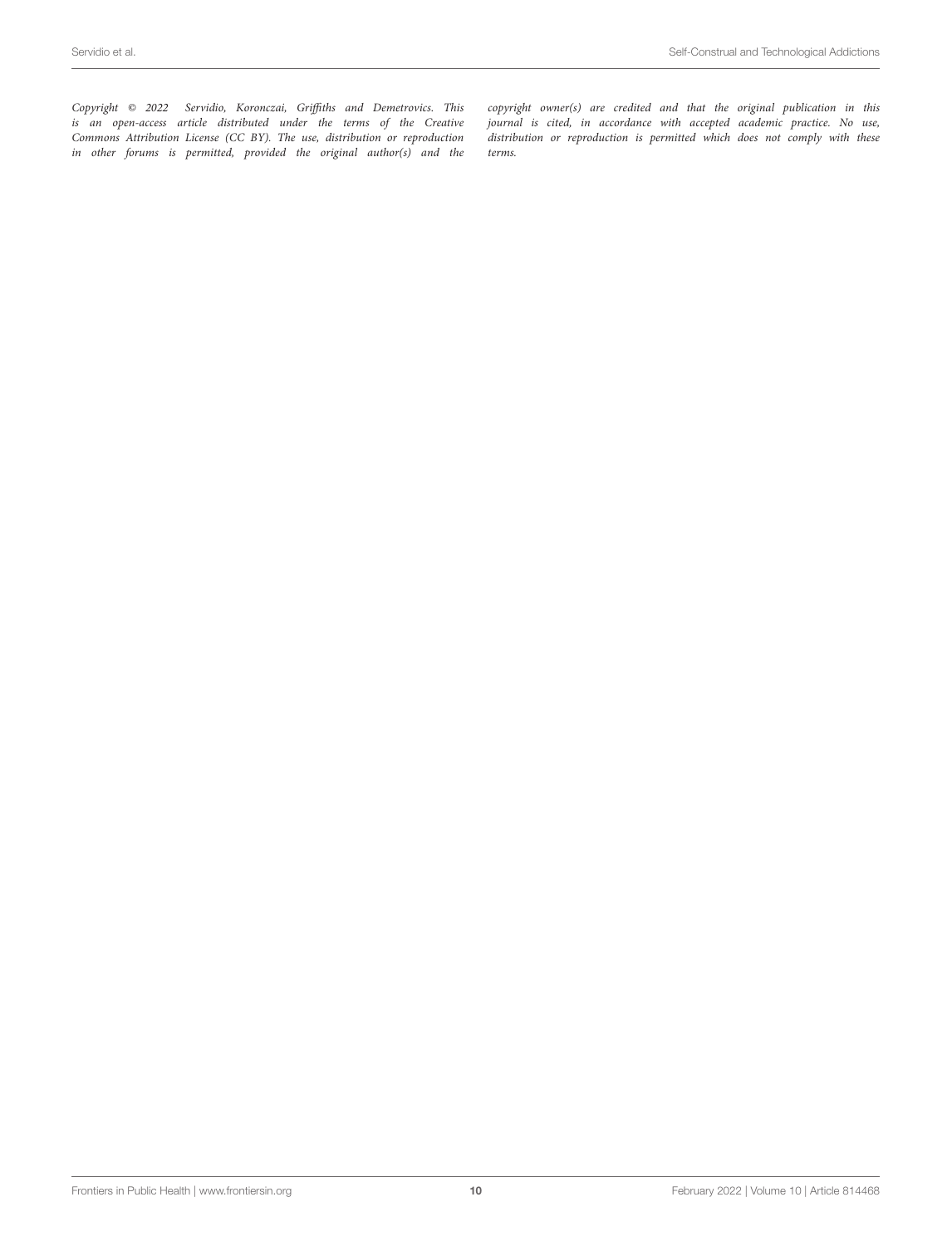*Copyright © 2022 Servidio, Koronczai, Griffiths and Demetrovics. This is an open-access article distributed under the terms of the Creative Commons Attribution License (CC BY). The use, distribution or reproduction in other forums is permitted, provided the original author(s) and the copyright owner(s) are credited and that the original publication in this journal is cited, in accordance with accepted academic practice. No use, distribution or reproduction is permitted which does not comply with these terms.*